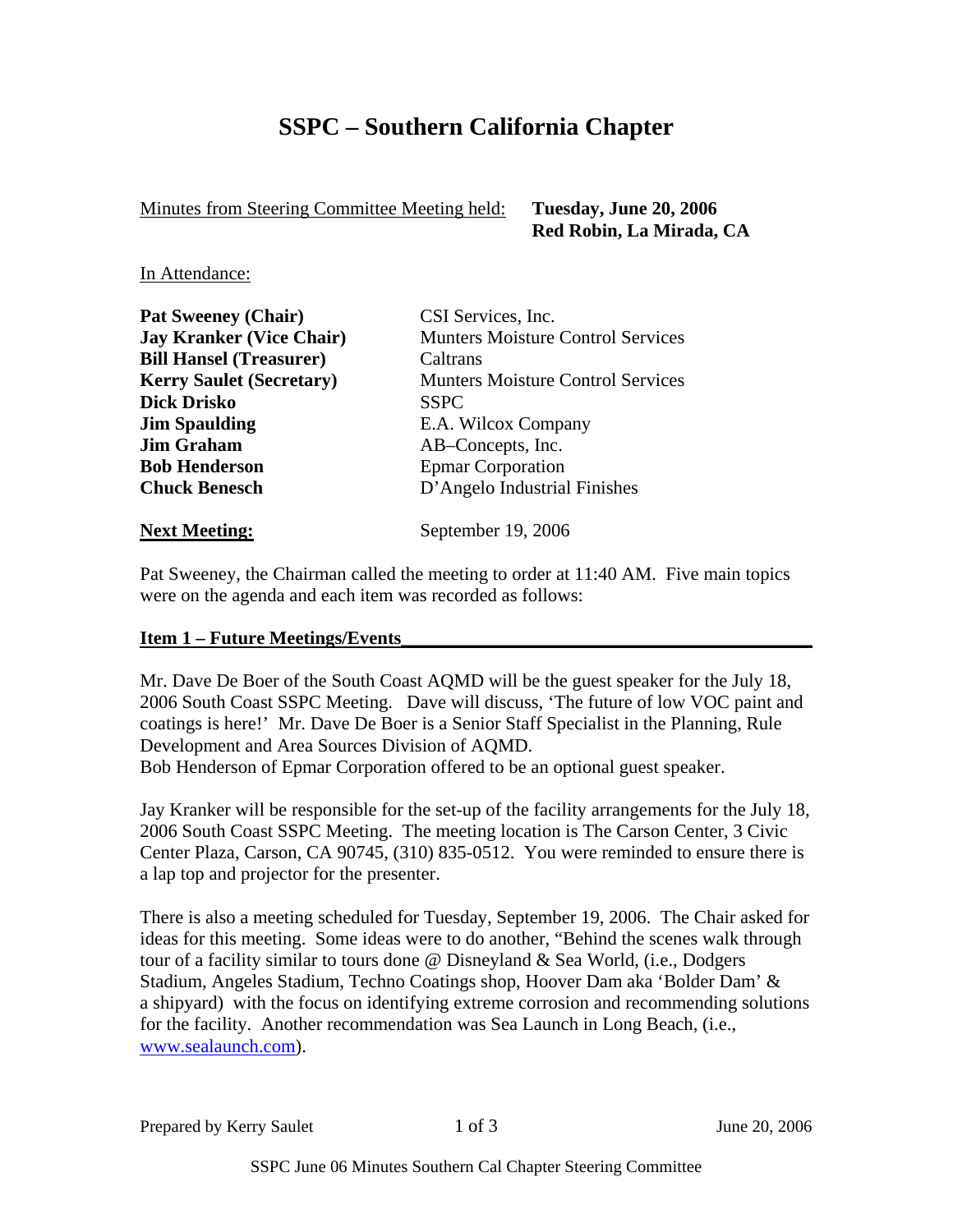# SSPC – Southern California Chapter

Minutes from Steering Committee Meeting held: **Tuesday, June 20, 2006**
**Red Robin, La Mirada, CA**

In Attendance:

| | |
|---|---|
| **Pat Sweeney (Chair)** | CSI Services, Inc. |
| **Jay Kranker (Vice Chair)** | Munters Moisture Control Services |
| **Bill Hansel (Treasurer)** | Caltrans |
| **Kerry Saulet (Secretary)** | Munters Moisture Control Services |
| **Dick Drisko** | SSPC |
| **Jim Spaulding** | E.A. Wilcox Company |
| **Jim Graham** | AB–Concepts, Inc. |
| **Bob Henderson** | Epmar Corporation |
| **Chuck Benesch** | D'Angelo Industrial Finishes |

**Next Meeting:** September 19, 2006

Pat Sweeney, the Chairman called the meeting to order at 11:40 AM. Five main topics were on the agenda and each item was recorded as follows:

## Item 1 – Future Meetings/Events

Mr. Dave De Boer of the South Coast AQMD will be the guest speaker for the July 18, 2006 South Coast SSPC Meeting. Dave will discuss, 'The future of low VOC paint and coatings is here!' Mr. Dave De Boer is a Senior Staff Specialist in the Planning, Rule Development and Area Sources Division of AQMD.
Bob Henderson of Epmar Corporation offered to be an optional guest speaker.

Jay Kranker will be responsible for the set-up of the facility arrangements for the July 18, 2006 South Coast SSPC Meeting. The meeting location is The Carson Center, 3 Civic Center Plaza, Carson, CA 90745, (310) 835-0512. You were reminded to ensure there is a lap top and projector for the presenter.

There is also a meeting scheduled for Tuesday, September 19, 2006. The Chair asked for ideas for this meeting. Some ideas were to do another, "Behind the scenes walk through tour of a facility similar to tours done @ Disneyland & Sea World, (i.e., Dodgers Stadium, Angeles Stadium, Techno Coatings shop, Hoover Dam aka 'Bolder Dam' & a shipyard) with the focus on identifying extreme corrosion and recommending solutions for the facility. Another recommendation was Sea Launch in Long Beach, (i.e., www.sealaunch.com).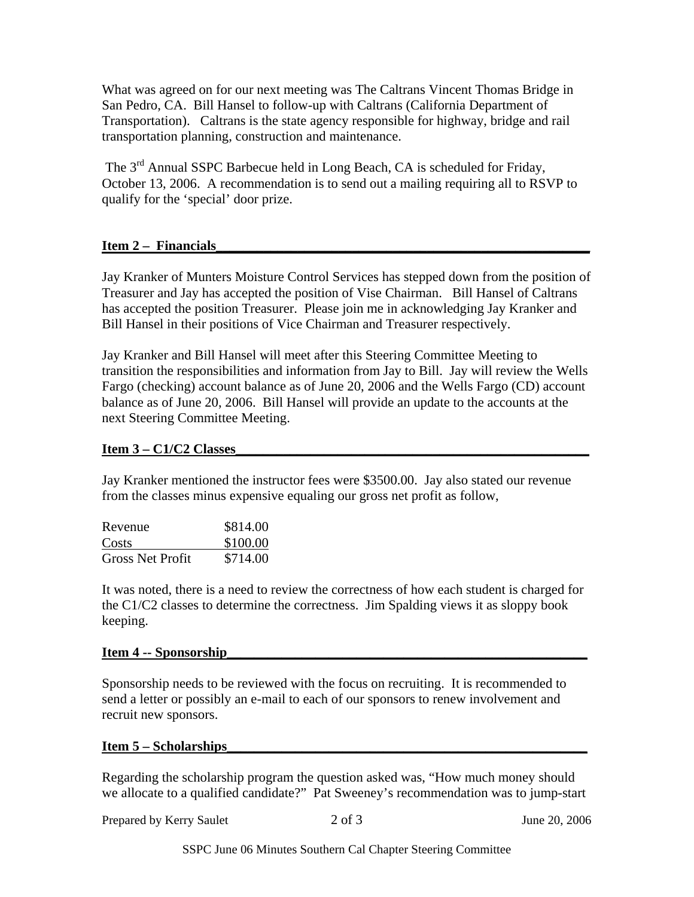What was agreed on for our next meeting was The Caltrans Vincent Thomas Bridge in San Pedro, CA. Bill Hansel to follow-up with Caltrans (California Department of Transportation). Caltrans is the state agency responsible for highway, bridge and rail transportation planning, construction and maintenance.

The 3rd Annual SSPC Barbecue held in Long Beach, CA is scheduled for Friday, October 13, 2006. A recommendation is to send out a mailing requiring all to RSVP to qualify for the 'special' door prize.

## Item 2 – Financials

Jay Kranker of Munters Moisture Control Services has stepped down from the position of Treasurer and Jay has accepted the position of Vise Chairman. Bill Hansel of Caltrans has accepted the position Treasurer. Please join me in acknowledging Jay Kranker and Bill Hansel in their positions of Vice Chairman and Treasurer respectively.

Jay Kranker and Bill Hansel will meet after this Steering Committee Meeting to transition the responsibilities and information from Jay to Bill. Jay will review the Wells Fargo (checking) account balance as of June 20, 2006 and the Wells Fargo (CD) account balance as of June 20, 2006. Bill Hansel will provide an update to the accounts at the next Steering Committee Meeting.

## Item 3 – C1/C2 Classes

Jay Kranker mentioned the instructor fees were $3500.00. Jay also stated our revenue from the classes minus expensive equaling our gross net profit as follow,

| | |
|---|---|
| Revenue | $814.00 |
| Costs | $100.00 |
| Gross Net Profit | $714.00 |

It was noted, there is a need to review the correctness of how each student is charged for the C1/C2 classes to determine the correctness. Jim Spalding views it as sloppy book keeping.

## Item 4 -- Sponsorship

Sponsorship needs to be reviewed with the focus on recruiting. It is recommended to send a letter or possibly an e-mail to each of our sponsors to renew involvement and recruit new sponsors.

## Item 5 – Scholarships

Regarding the scholarship program the question asked was, "How much money should we allocate to a qualified candidate?" Pat Sweeney's recommendation was to jump-start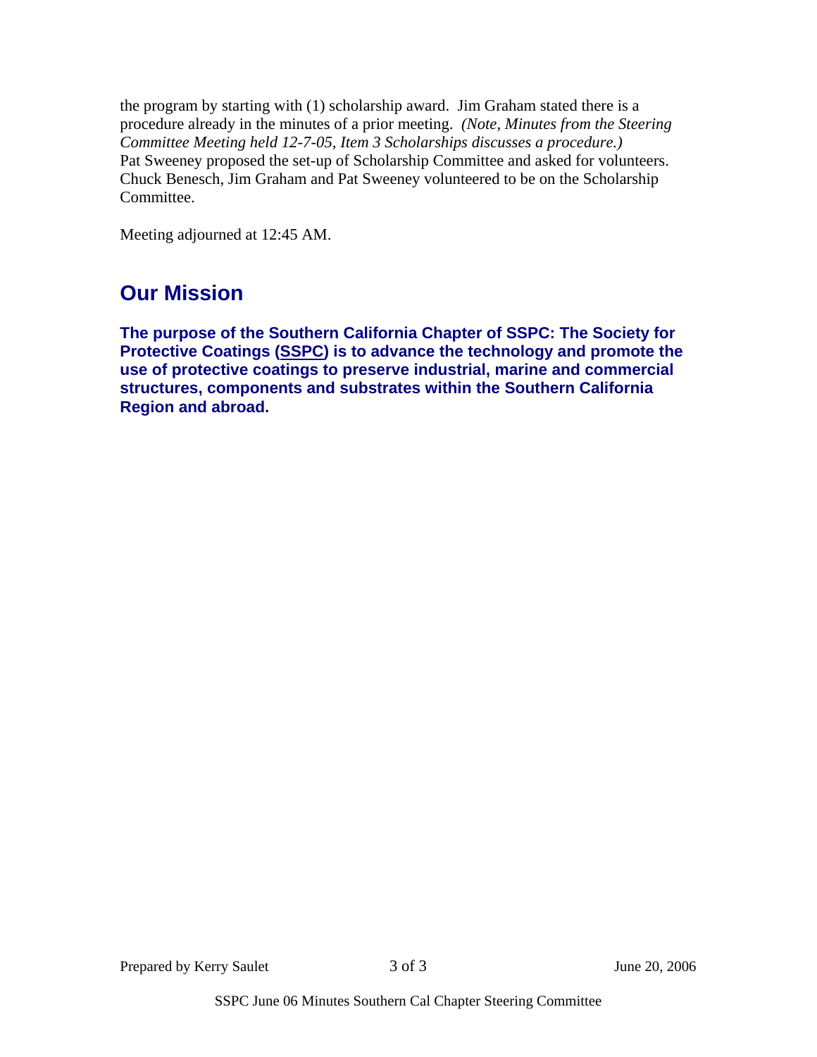the program by starting with (1) scholarship award. Jim Graham stated there is a procedure already in the minutes of a prior meeting. *(Note, Minutes from the Steering Committee Meeting held 12-7-05, Item 3 Scholarships discusses a procedure.)* Pat Sweeney proposed the set-up of Scholarship Committee and asked for volunteers. Chuck Benesch, Jim Graham and Pat Sweeney volunteered to be on the Scholarship Committee.

Meeting adjourned at 12:45 AM.

## Our Mission

**The purpose of the Southern California Chapter of SSPC: The Society for Protective Coatings (SSPC) is to advance the technology and promote the use of protective coatings to preserve industrial, marine and commercial structures, components and substrates within the Southern California Region and abroad.**